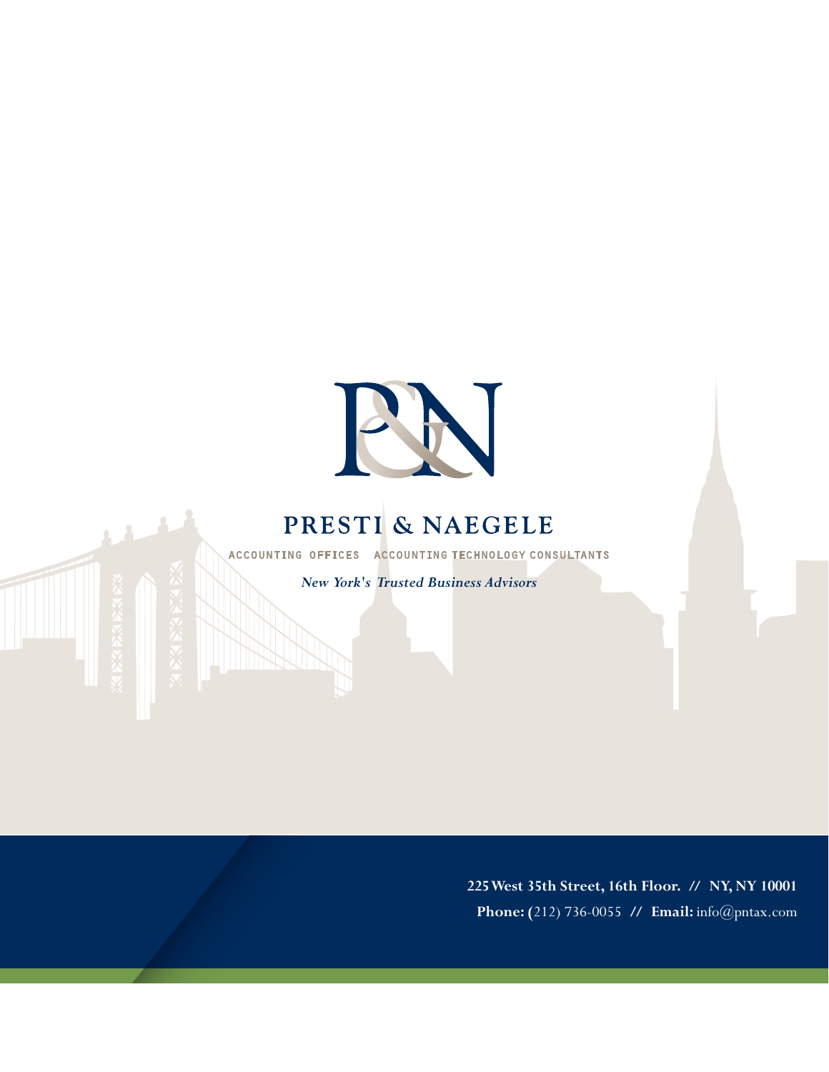# PRESTI & NAEGELE

ACCOUNTING OFFICES ACCOUNTING TECHNOLOGY CONSULTANTS

*New York's Trusted Business Advisors*

**225 West 35th Street, 16th Floor. // NY, NY 10001**

**Phone:** (212) 736-0055 // **Email:** info@pntax.com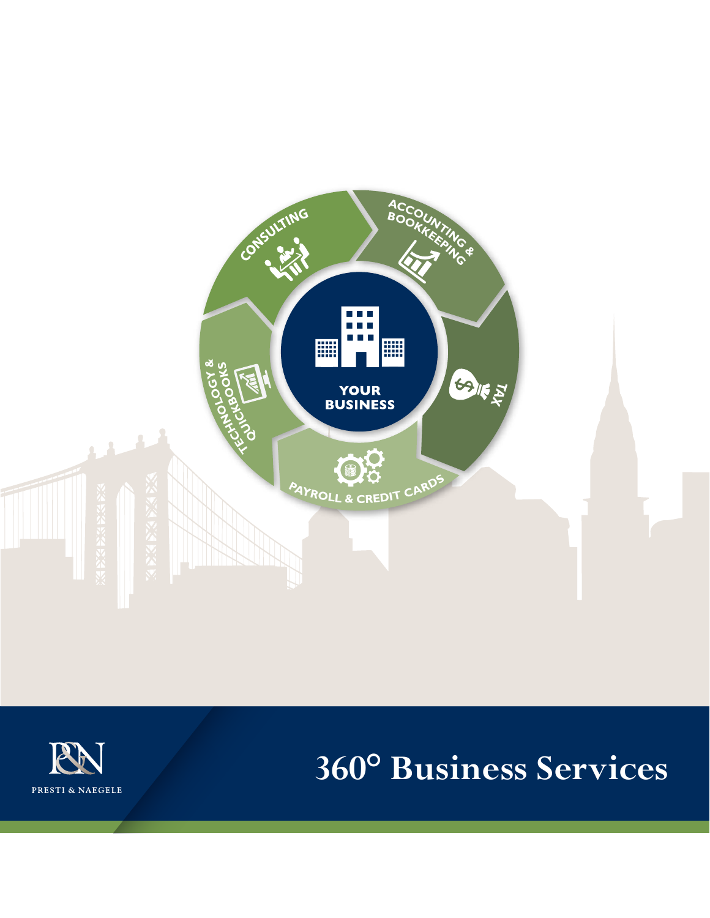CONSULTING

ACCOUNTING & BOOKKEEPING

TAX

PAYROLL & CREDIT CARDS

TECHNOLOGY & QUICKBOOKS

YOUR BUSINESS

PRESTI & NAEGELE

# 360° Business Services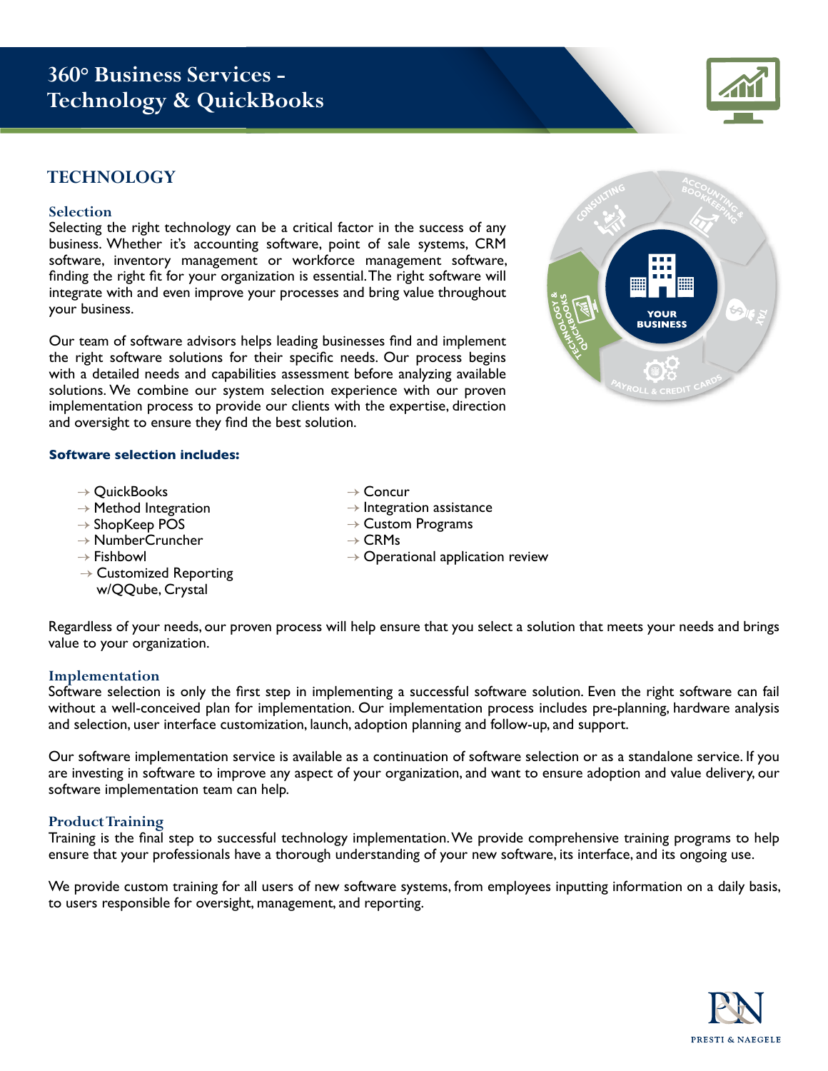# 360° Business Services - Technology & QuickBooks

## TECHNOLOGY

### Selection

Selecting the right technology can be a critical factor in the success of any business. Whether it's accounting software, point of sale systems, CRM software, inventory management or workforce management software, finding the right fit for your organization is essential. The right software will integrate with and even improve your processes and bring value throughout your business.

Our team of software advisors helps leading businesses find and implement the right software solutions for their specific needs. Our process begins with a detailed needs and capabilities assessment before analyzing available solutions. We combine our system selection experience with our proven implementation process to provide our clients with the expertise, direction and oversight to ensure they find the best solution.

**Software selection includes:**

- → QuickBooks
- → Method Integration
- → ShopKeep POS
- → NumberCruncher
- → Fishbowl
- → Customized Reporting w/QQube, Crystal
- → Concur
- → Integration assistance
- → Custom Programs
- → CRMs
- → Operational application review

Regardless of your needs, our proven process will help ensure that you select a solution that meets your needs and brings value to your organization.

### Implementation

Software selection is only the first step in implementing a successful software solution. Even the right software can fail without a well-conceived plan for implementation. Our implementation process includes pre-planning, hardware analysis and selection, user interface customization, launch, adoption planning and follow-up, and support.

Our software implementation service is available as a continuation of software selection or as a standalone service. If you are investing in software to improve any aspect of your organization, and want to ensure adoption and value delivery, our software implementation team can help.

### Product Training

Training is the final step to successful technology implementation. We provide comprehensive training programs to help ensure that your professionals have a thorough understanding of your new software, its interface, and its ongoing use.

We provide custom training for all users of new software systems, from employees inputting information on a daily basis, to users responsible for oversight, management, and reporting.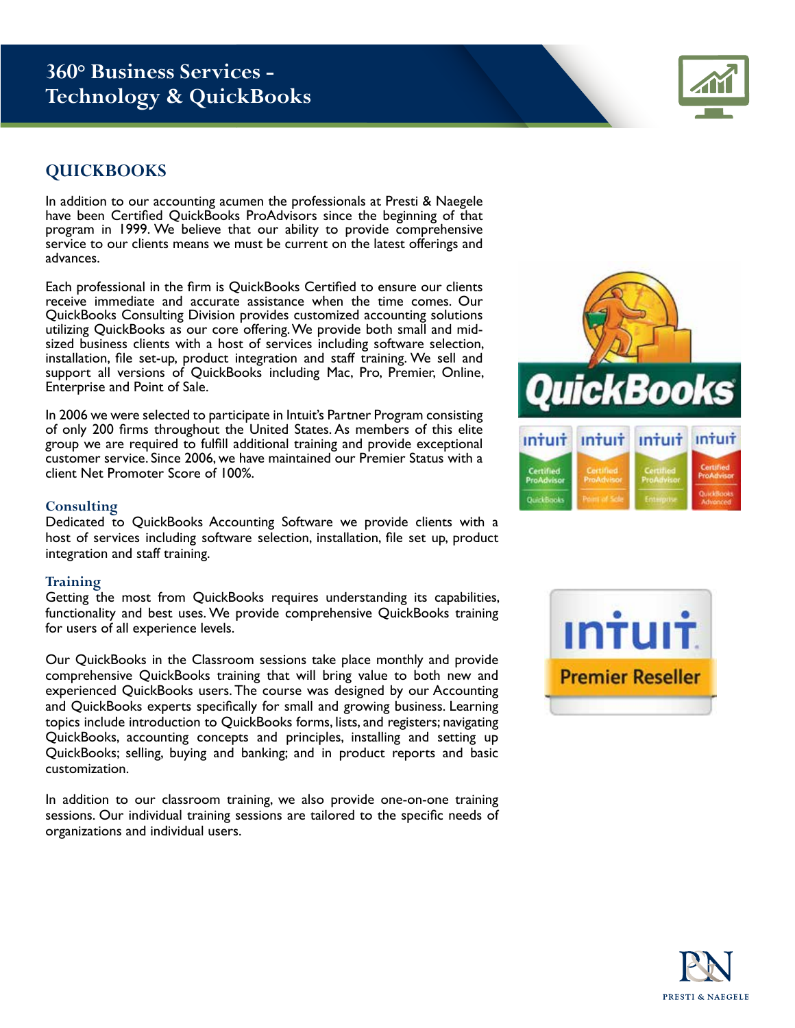# 360° Business Services - Technology & QuickBooks

## QUICKBOOKS

In addition to our accounting acumen the professionals at Presti & Naegele have been Certified QuickBooks ProAdvisors since the beginning of that program in 1999. We believe that our ability to provide comprehensive service to our clients means we must be current on the latest offerings and advances.

Each professional in the firm is QuickBooks Certified to ensure our clients receive immediate and accurate assistance when the time comes. Our QuickBooks Consulting Division provides customized accounting solutions utilizing QuickBooks as our core offering. We provide both small and mid-sized business clients with a host of services including software selection, installation, file set-up, product integration and staff training. We sell and support all versions of QuickBooks including Mac, Pro, Premier, Online, Enterprise and Point of Sale.

In 2006 we were selected to participate in Intuit's Partner Program consisting of only 200 firms throughout the United States. As members of this elite group we are required to fulfill additional training and provide exceptional customer service. Since 2006, we have maintained our Premier Status with a client Net Promoter Score of 100%.

### Consulting

Dedicated to QuickBooks Accounting Software we provide clients with a host of services including software selection, installation, file set up, product integration and staff training.

### Training

Getting the most from QuickBooks requires understanding its capabilities, functionality and best uses. We provide comprehensive QuickBooks training for users of all experience levels.

Our QuickBooks in the Classroom sessions take place monthly and provide comprehensive QuickBooks training that will bring value to both new and experienced QuickBooks users. The course was designed by our Accounting and QuickBooks experts specifically for small and growing business. Learning topics include introduction to QuickBooks forms, lists, and registers; navigating QuickBooks, accounting concepts and principles, installing and setting up QuickBooks; selling, buying and banking; and in product reports and basic customization.

In addition to our classroom training, we also provide one-on-one training sessions. Our individual training sessions are tailored to the specific needs of organizations and individual users.